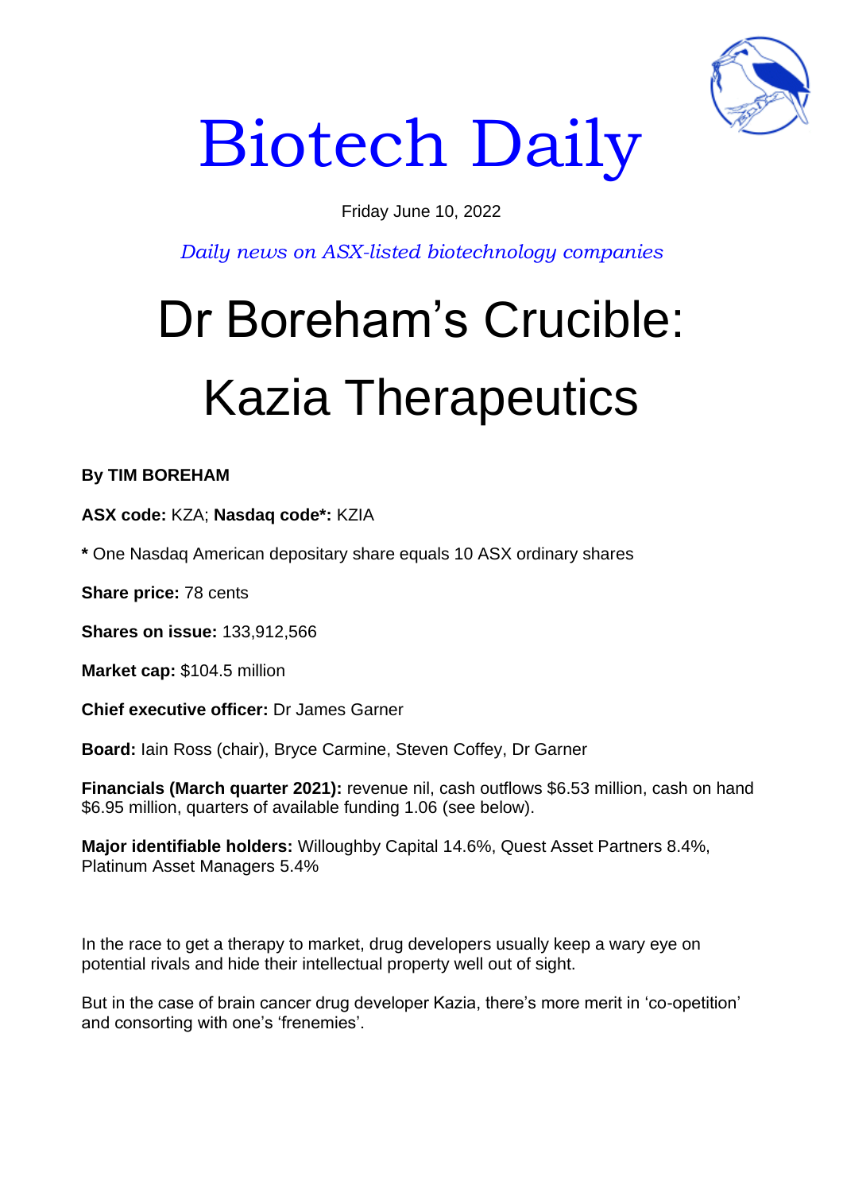# Biotech Daily

Friday June 10, 2022

*Daily news on ASX-listed biotechnology companies*

# Dr Boreham's Crucible: Kazia Therapeutics

**By TIM BOREHAM**

**ASX code:** KZA; **Nasdaq code*:** KZIA

**\*** One Nasdaq American depositary share equals 10 ASX ordinary shares

**Share price:** 78 cents

**Shares on issue:** 133,912,566

**Market cap:** $104.5 million

**Chief executive officer:** Dr James Garner

**Board:** Iain Ross (chair), Bryce Carmine, Steven Coffey, Dr Garner

**Financials (March quarter 2021):** revenue nil, cash outflows $6.53 million, cash on hand $6.95 million, quarters of available funding 1.06 (see below).

**Major identifiable holders:** Willoughby Capital 14.6%, Quest Asset Partners 8.4%, Platinum Asset Managers 5.4%

In the race to get a therapy to market, drug developers usually keep a wary eye on potential rivals and hide their intellectual property well out of sight.

But in the case of brain cancer drug developer Kazia, there's more merit in 'co-opetition' and consorting with one's 'frenemies'.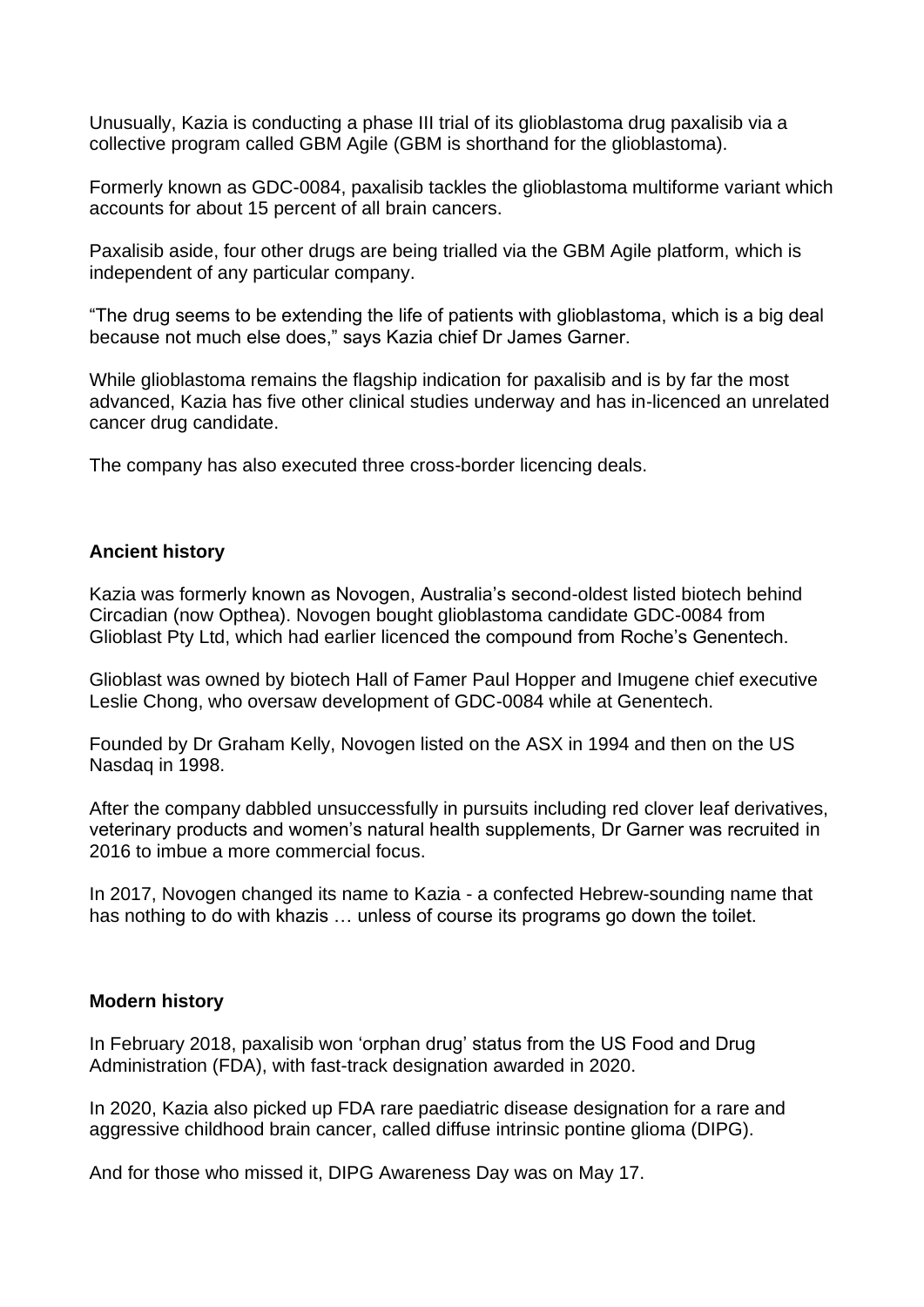Unusually, Kazia is conducting a phase III trial of its glioblastoma drug paxalisib via a collective program called GBM Agile (GBM is shorthand for the glioblastoma).

Formerly known as GDC-0084, paxalisib tackles the glioblastoma multiforme variant which accounts for about 15 percent of all brain cancers.

Paxalisib aside, four other drugs are being trialled via the GBM Agile platform, which is independent of any particular company.

"The drug seems to be extending the life of patients with glioblastoma, which is a big deal because not much else does," says Kazia chief Dr James Garner.

While glioblastoma remains the flagship indication for paxalisib and is by far the most advanced, Kazia has five other clinical studies underway and has in-licenced an unrelated cancer drug candidate.

The company has also executed three cross-border licencing deals.

**Ancient history**

Kazia was formerly known as Novogen, Australia's second-oldest listed biotech behind Circadian (now Opthea). Novogen bought glioblastoma candidate GDC-0084 from Glioblast Pty Ltd, which had earlier licenced the compound from Roche's Genentech.

Glioblast was owned by biotech Hall of Famer Paul Hopper and Imugene chief executive Leslie Chong, who oversaw development of GDC-0084 while at Genentech.

Founded by Dr Graham Kelly, Novogen listed on the ASX in 1994 and then on the US Nasdaq in 1998.

After the company dabbled unsuccessfully in pursuits including red clover leaf derivatives, veterinary products and women's natural health supplements, Dr Garner was recruited in 2016 to imbue a more commercial focus.

In 2017, Novogen changed its name to Kazia - a confected Hebrew-sounding name that has nothing to do with khazis … unless of course its programs go down the toilet.

**Modern history**

In February 2018, paxalisib won 'orphan drug' status from the US Food and Drug Administration (FDA), with fast-track designation awarded in 2020.

In 2020, Kazia also picked up FDA rare paediatric disease designation for a rare and aggressive childhood brain cancer, called diffuse intrinsic pontine glioma (DIPG).

And for those who missed it, DIPG Awareness Day was on May 17.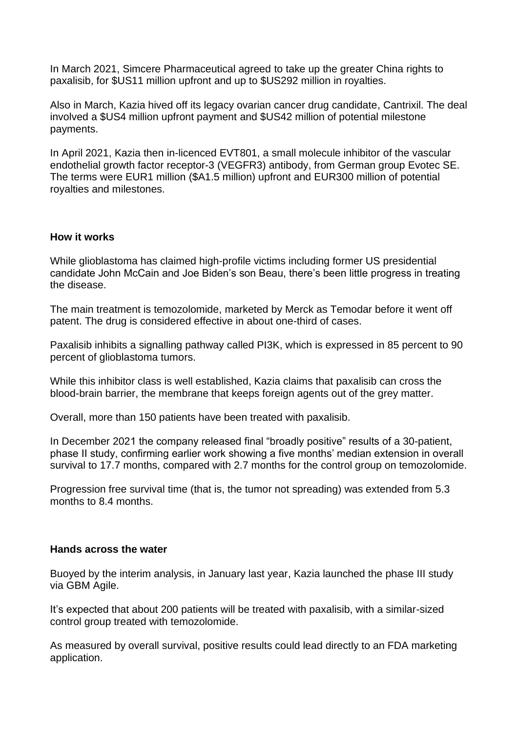In March 2021, Simcere Pharmaceutical agreed to take up the greater China rights to paxalisib, for $US11 million upfront and up to $US292 million in royalties.

Also in March, Kazia hived off its legacy ovarian cancer drug candidate, Cantrixil. The deal involved a $US4 million upfront payment and $US42 million of potential milestone payments.

In April 2021, Kazia then in-licenced EVT801, a small molecule inhibitor of the vascular endothelial growth factor receptor-3 (VEGFR3) antibody, from German group Evotec SE. The terms were EUR1 million ($A1.5 million) upfront and EUR300 million of potential royalties and milestones.

**How it works**

While glioblastoma has claimed high-profile victims including former US presidential candidate John McCain and Joe Biden's son Beau, there's been little progress in treating the disease.

The main treatment is temozolomide, marketed by Merck as Temodar before it went off patent. The drug is considered effective in about one-third of cases.

Paxalisib inhibits a signalling pathway called PI3K, which is expressed in 85 percent to 90 percent of glioblastoma tumors.

While this inhibitor class is well established, Kazia claims that paxalisib can cross the blood-brain barrier, the membrane that keeps foreign agents out of the grey matter.

Overall, more than 150 patients have been treated with paxalisib.

In December 2021 the company released final "broadly positive" results of a 30-patient, phase II study, confirming earlier work showing a five months' median extension in overall survival to 17.7 months, compared with 2.7 months for the control group on temozolomide.

Progression free survival time (that is, the tumor not spreading) was extended from 5.3 months to 8.4 months.

**Hands across the water**

Buoyed by the interim analysis, in January last year, Kazia launched the phase III study via GBM Agile.

It's expected that about 200 patients will be treated with paxalisib, with a similar-sized control group treated with temozolomide.

As measured by overall survival, positive results could lead directly to an FDA marketing application.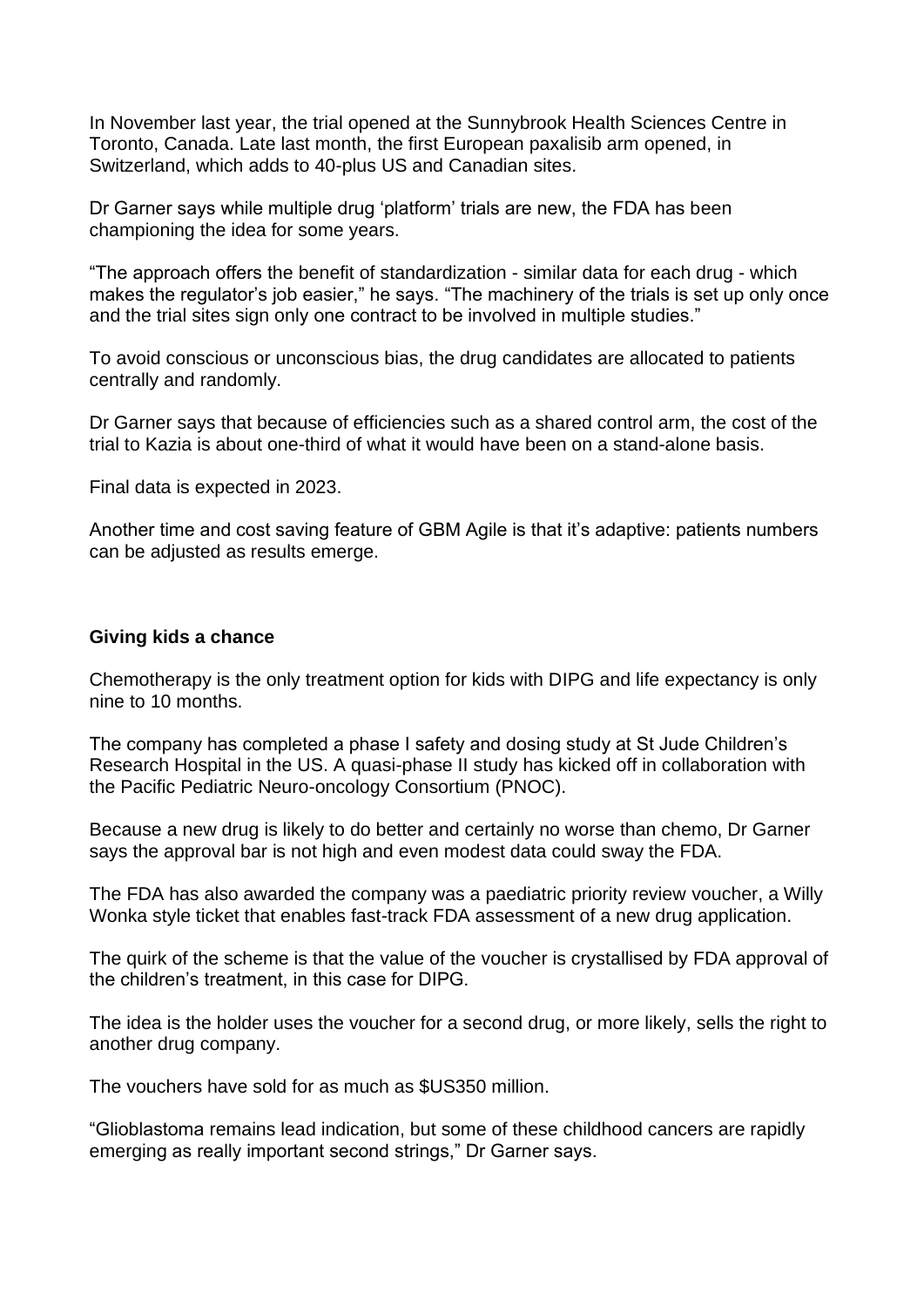In November last year, the trial opened at the Sunnybrook Health Sciences Centre in Toronto, Canada. Late last month, the first European paxalisib arm opened, in Switzerland, which adds to 40-plus US and Canadian sites.

Dr Garner says while multiple drug 'platform' trials are new, the FDA has been championing the idea for some years.

"The approach offers the benefit of standardization - similar data for each drug - which makes the regulator's job easier," he says. "The machinery of the trials is set up only once and the trial sites sign only one contract to be involved in multiple studies."

To avoid conscious or unconscious bias, the drug candidates are allocated to patients centrally and randomly.

Dr Garner says that because of efficiencies such as a shared control arm, the cost of the trial to Kazia is about one-third of what it would have been on a stand-alone basis.

Final data is expected in 2023.

Another time and cost saving feature of GBM Agile is that it's adaptive: patients numbers can be adjusted as results emerge.

**Giving kids a chance**

Chemotherapy is the only treatment option for kids with DIPG and life expectancy is only nine to 10 months.

The company has completed a phase I safety and dosing study at St Jude Children's Research Hospital in the US. A quasi-phase II study has kicked off in collaboration with the Pacific Pediatric Neuro-oncology Consortium (PNOC).

Because a new drug is likely to do better and certainly no worse than chemo, Dr Garner says the approval bar is not high and even modest data could sway the FDA.

The FDA has also awarded the company was a paediatric priority review voucher, a Willy Wonka style ticket that enables fast-track FDA assessment of a new drug application.

The quirk of the scheme is that the value of the voucher is crystallised by FDA approval of the children's treatment, in this case for DIPG.

The idea is the holder uses the voucher for a second drug, or more likely, sells the right to another drug company.

The vouchers have sold for as much as $US350 million.

"Glioblastoma remains lead indication, but some of these childhood cancers are rapidly emerging as really important second strings," Dr Garner says.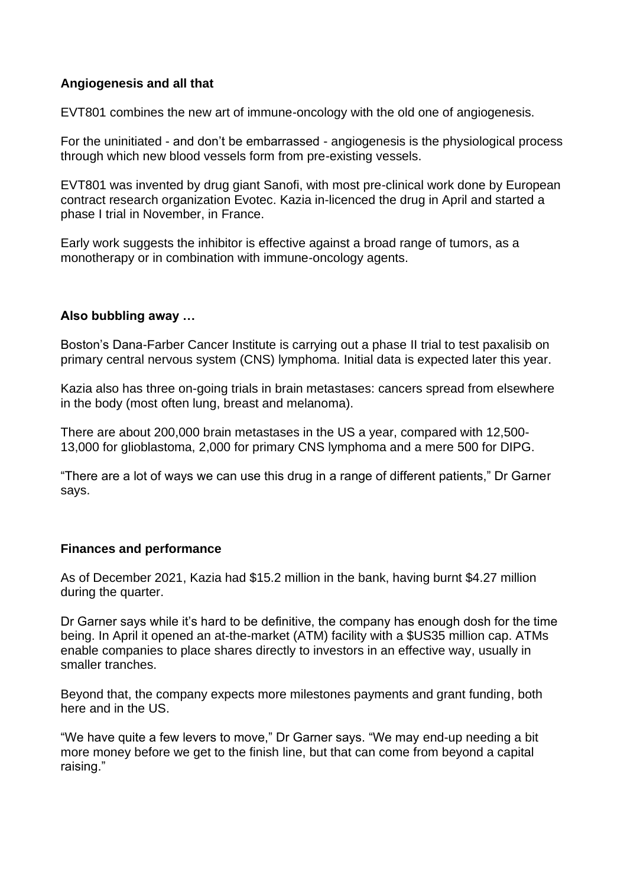**Angiogenesis and all that**

EVT801 combines the new art of immune-oncology with the old one of angiogenesis.

For the uninitiated - and don't be embarrassed - angiogenesis is the physiological process through which new blood vessels form from pre-existing vessels.

EVT801 was invented by drug giant Sanofi, with most pre-clinical work done by European contract research organization Evotec. Kazia in-licenced the drug in April and started a phase I trial in November, in France.

Early work suggests the inhibitor is effective against a broad range of tumors, as a monotherapy or in combination with immune-oncology agents.

**Also bubbling away …**

Boston's Dana-Farber Cancer Institute is carrying out a phase II trial to test paxalisib on primary central nervous system (CNS) lymphoma. Initial data is expected later this year.

Kazia also has three on-going trials in brain metastases: cancers spread from elsewhere in the body (most often lung, breast and melanoma).

There are about 200,000 brain metastases in the US a year, compared with 12,500-13,000 for glioblastoma, 2,000 for primary CNS lymphoma and a mere 500 for DIPG.

"There are a lot of ways we can use this drug in a range of different patients," Dr Garner says.

**Finances and performance**

As of December 2021, Kazia had $15.2 million in the bank, having burnt $4.27 million during the quarter.

Dr Garner says while it's hard to be definitive, the company has enough dosh for the time being. In April it opened an at-the-market (ATM) facility with a $US35 million cap. ATMs enable companies to place shares directly to investors in an effective way, usually in smaller tranches.

Beyond that, the company expects more milestones payments and grant funding, both here and in the US.

"We have quite a few levers to move," Dr Garner says. "We may end-up needing a bit more money before we get to the finish line, but that can come from beyond a capital raising."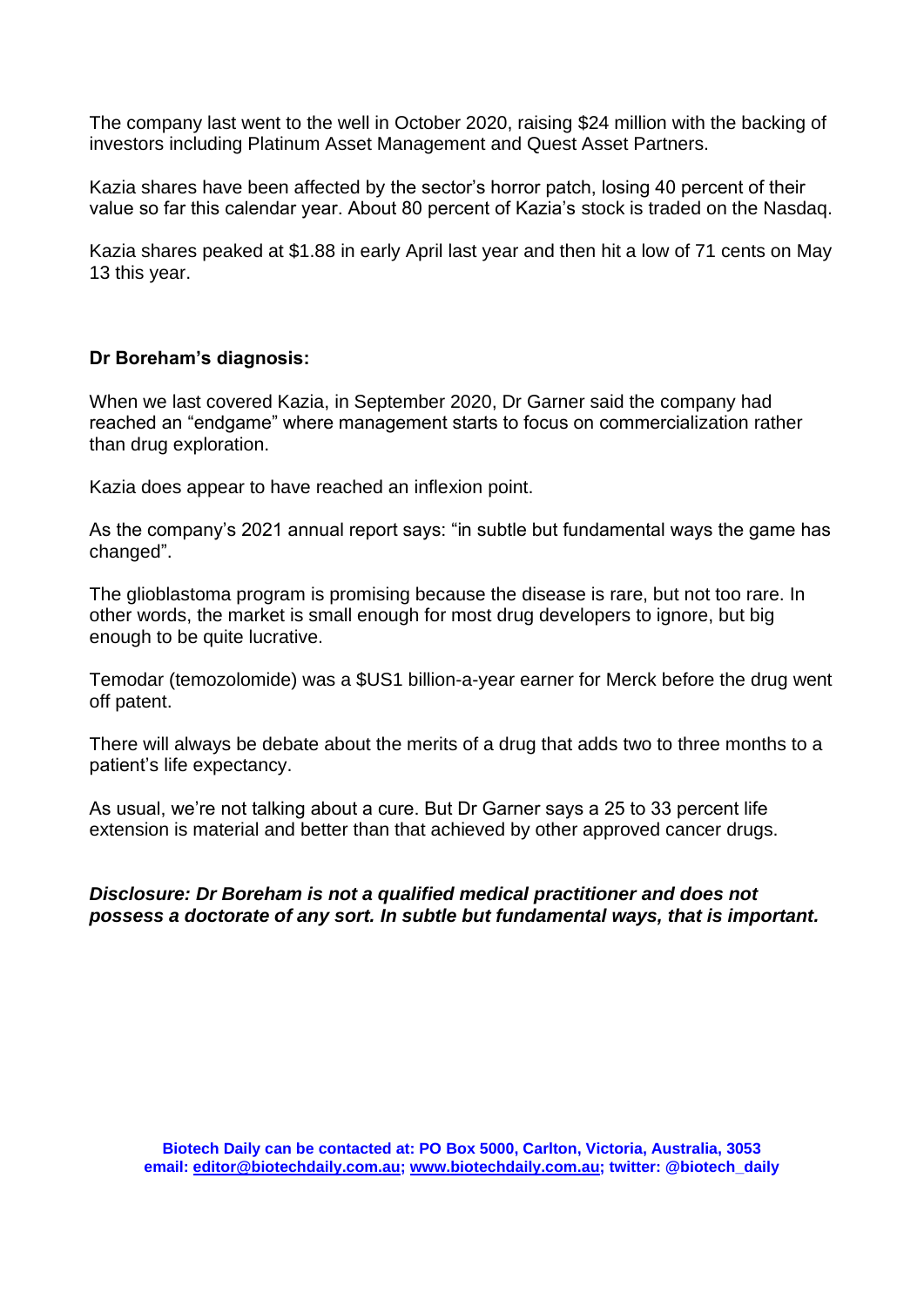The company last went to the well in October 2020, raising $24 million with the backing of investors including Platinum Asset Management and Quest Asset Partners.

Kazia shares have been affected by the sector's horror patch, losing 40 percent of their value so far this calendar year. About 80 percent of Kazia's stock is traded on the Nasdaq.

Kazia shares peaked at $1.88 in early April last year and then hit a low of 71 cents on May 13 this year.

**Dr Boreham's diagnosis:**

When we last covered Kazia, in September 2020, Dr Garner said the company had reached an "endgame" where management starts to focus on commercialization rather than drug exploration.

Kazia does appear to have reached an inflexion point.

As the company's 2021 annual report says: "in subtle but fundamental ways the game has changed".

The glioblastoma program is promising because the disease is rare, but not too rare. In other words, the market is small enough for most drug developers to ignore, but big enough to be quite lucrative.

Temodar (temozolomide) was a $US1 billion-a-year earner for Merck before the drug went off patent.

There will always be debate about the merits of a drug that adds two to three months to a patient's life expectancy.

As usual, we're not talking about a cure. But Dr Garner says a 25 to 33 percent life extension is material and better than that achieved by other approved cancer drugs.

***Disclosure: Dr Boreham is not a qualified medical practitioner and does not possess a doctorate of any sort. In subtle but fundamental ways, that is important.***

**Biotech Daily can be contacted at: PO Box 5000, Carlton, Victoria, Australia, 3053**
**email: editor@biotechdaily.com.au; www.biotechdaily.com.au; twitter: @biotech_daily**